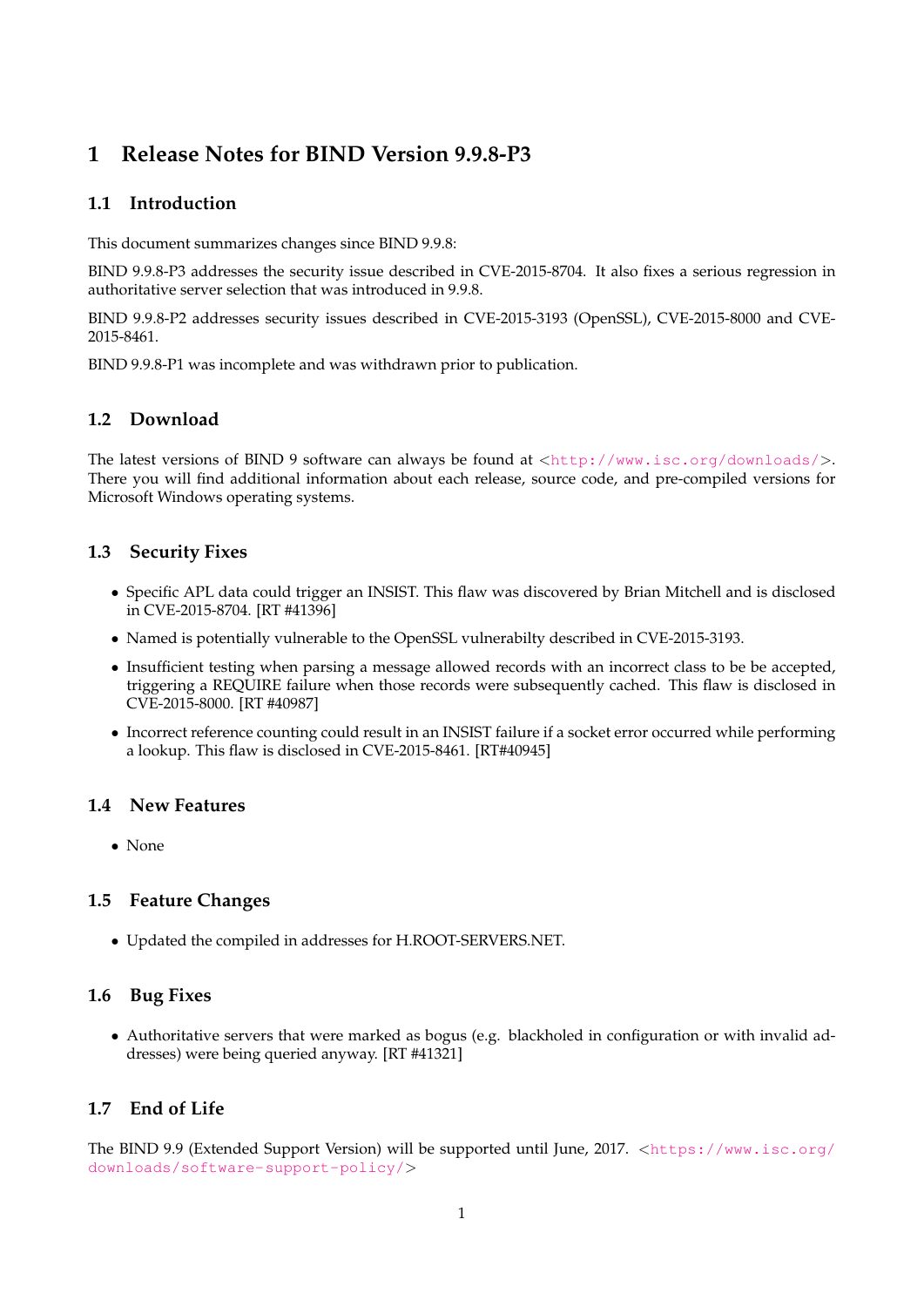# 1 Release Notes for BIND Version 9.9.8-P3

## 1.1 Introduction

This document summarizes changes since BIND 9.9.8:

BIND 9.9.8-P3 addresses the security issue described in CVE-2015-8704. It also fixes a serious regression in authoritative server selection that was introduced in 9.9.8.

BIND 9.9.8-P2 addresses security issues described in CVE-2015-3193 (OpenSSL), CVE-2015-8000 and CVE-2015-8461.

BIND 9.9.8-P1 was incomplete and was withdrawn prior to publication.

## 1.2 Download

The latest versions of BIND 9 software can always be found at <http://www.isc.org/downloads/>. There you will find additional information about each release, source code, and pre-compiled versions for Microsoft Windows operating systems.

## 1.3 Security Fixes

- Specific APL data could trigger an INSIST. This flaw was discovered by Brian Mitchell and is disclosed in CVE-2015-8704. [RT #41396]
- Named is potentially vulnerable to the OpenSSL vulnerabilty described in CVE-2015-3193.
- Insufficient testing when parsing a message allowed records with an incorrect class to be be accepted, triggering a REQUIRE failure when those records were subsequently cached. This flaw is disclosed in CVE-2015-8000. [RT #40987]
- Incorrect reference counting could result in an INSIST failure if a socket error occurred while performing a lookup. This flaw is disclosed in CVE-2015-8461. [RT#40945]

## 1.4 New Features

- None

## 1.5 Feature Changes

- Updated the compiled in addresses for H.ROOT-SERVERS.NET.

## 1.6 Bug Fixes

- Authoritative servers that were marked as bogus (e.g. blackholed in configuration or with invalid addresses) were being queried anyway. [RT #41321]

## 1.7 End of Life

The BIND 9.9 (Extended Support Version) will be supported until June, 2017. <https://www.isc.org/downloads/software-support-policy/>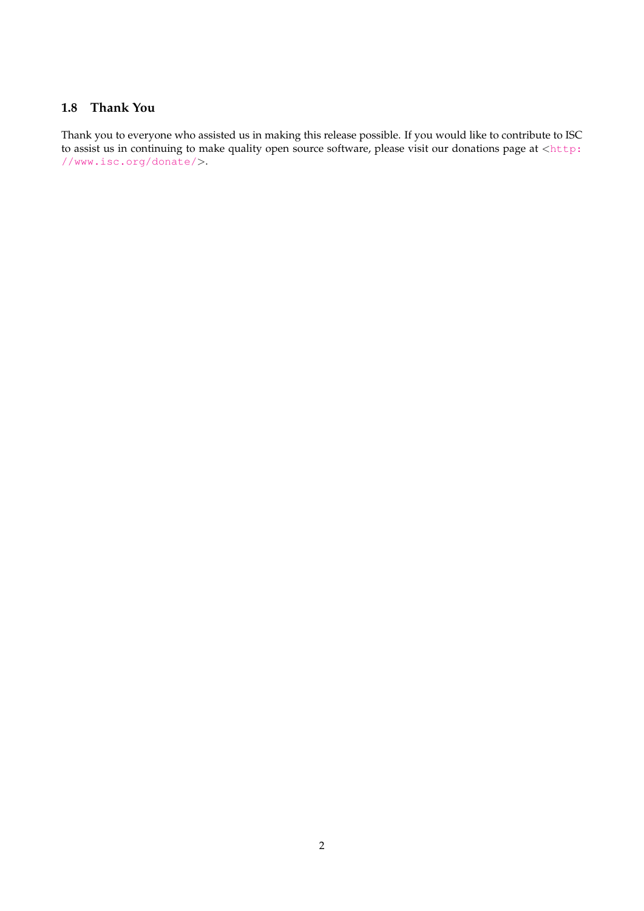### 1.8 Thank You

Thank you to everyone who assisted us in making this release possible. If you would like to contribute to ISC to assist us in continuing to make quality open source software, please visit our donations page at <http://www.isc.org/donate/>.